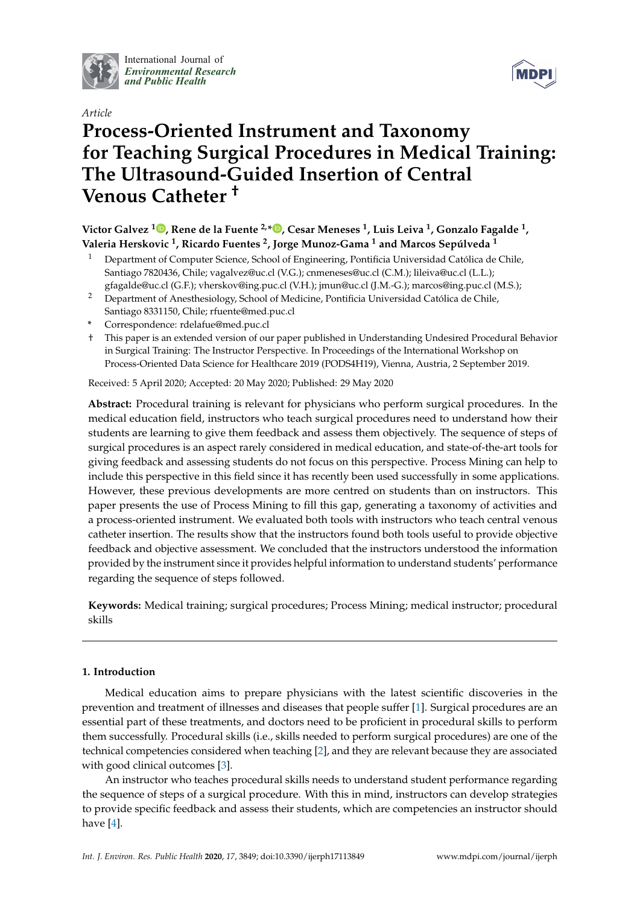*Article*

# Process-Oriented Instrument and Taxonomy for Teaching Surgical Procedures in Medical Training: The Ultrasound-Guided Insertion of Central Venous Catheter †

**Victor Galvez [1], Rene de la Fuente [2,*], Cesar Meneses [1], Luis Leiva [1], Gonzalo Fagalde [1], Valeria Herskovic [1], Ricardo Fuentes [2], Jorge Munoz-Gama [1] and Marcos Sepúlveda [1]**

[1] Department of Computer Science, School of Engineering, Pontificia Universidad Católica de Chile, Santiago 7820436, Chile; vagalvez@uc.cl (V.G.); cnmeneses@uc.cl (C.M.); lileiva@uc.cl (L.L.); gfagalde@uc.cl (G.F.); vherskov@ing.puc.cl (V.H.); jmun@uc.cl (J.M.-G.); marcos@ing.puc.cl (M.S.);

[2] Department of Anesthesiology, School of Medicine, Pontificia Universidad Católica de Chile, Santiago 8331150, Chile; rfuente@med.puc.cl

\* Correspondence: rdelafue@med.puc.cl

† This paper is an extended version of our paper published in Understanding Undesired Procedural Behavior in Surgical Training: The Instructor Perspective. In Proceedings of the International Workshop on Process-Oriented Data Science for Healthcare 2019 (PODS4H19), Vienna, Austria, 2 September 2019.

Received: 5 April 2020; Accepted: 20 May 2020; Published: 29 May 2020

**Abstract:** Procedural training is relevant for physicians who perform surgical procedures. In the medical education field, instructors who teach surgical procedures need to understand how their students are learning to give them feedback and assess them objectively. The sequence of steps of surgical procedures is an aspect rarely considered in medical education, and state-of-the-art tools for giving feedback and assessing students do not focus on this perspective. Process Mining can help to include this perspective in this field since it has recently been used successfully in some applications. However, these previous developments are more centred on students than on instructors. This paper presents the use of Process Mining to fill this gap, generating a taxonomy of activities and a process-oriented instrument. We evaluated both tools with instructors who teach central venous catheter insertion. The results show that the instructors found both tools useful to provide objective feedback and objective assessment. We concluded that the instructors understood the information provided by the instrument since it provides helpful information to understand students' performance regarding the sequence of steps followed.

**Keywords:** Medical training; surgical procedures; Process Mining; medical instructor; procedural skills

## 1. Introduction

Medical education aims to prepare physicians with the latest scientific discoveries in the prevention and treatment of illnesses and diseases that people suffer [1]. Surgical procedures are an essential part of these treatments, and doctors need to be proficient in procedural skills to perform them successfully. Procedural skills (i.e., skills needed to perform surgical procedures) are one of the technical competencies considered when teaching [2], and they are relevant because they are associated with good clinical outcomes [3].

An instructor who teaches procedural skills needs to understand student performance regarding the sequence of steps of a surgical procedure. With this in mind, instructors can develop strategies to provide specific feedback and assess their students, which are competencies an instructor should have [4].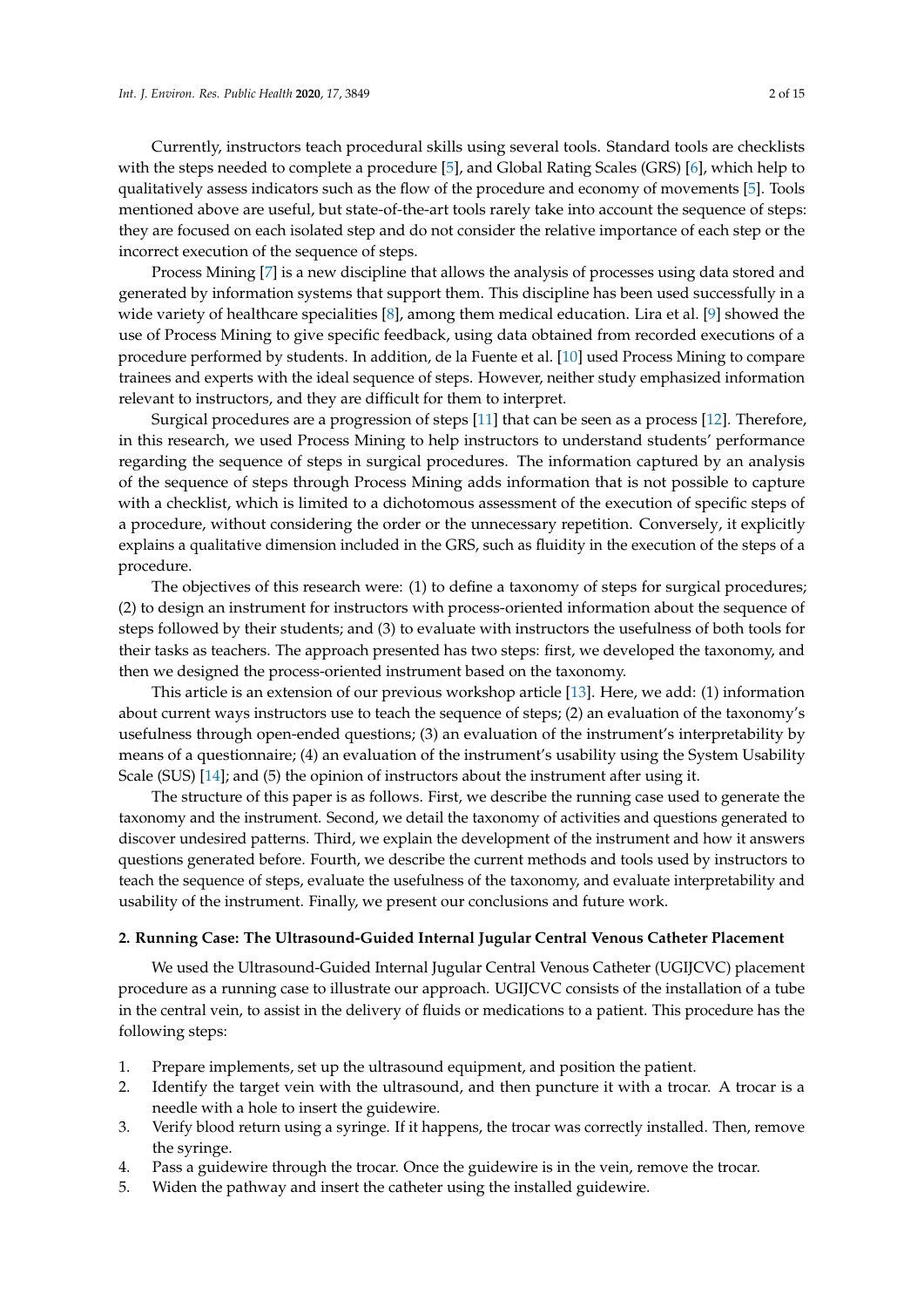Currently, instructors teach procedural skills using several tools. Standard tools are checklists with the steps needed to complete a procedure [5], and Global Rating Scales (GRS) [6], which help to qualitatively assess indicators such as the flow of the procedure and economy of movements [5]. Tools mentioned above are useful, but state-of-the-art tools rarely take into account the sequence of steps: they are focused on each isolated step and do not consider the relative importance of each step or the incorrect execution of the sequence of steps.

Process Mining [7] is a new discipline that allows the analysis of processes using data stored and generated by information systems that support them. This discipline has been used successfully in a wide variety of healthcare specialities [8], among them medical education. Lira et al. [9] showed the use of Process Mining to give specific feedback, using data obtained from recorded executions of a procedure performed by students. In addition, de la Fuente et al. [10] used Process Mining to compare trainees and experts with the ideal sequence of steps. However, neither study emphasized information relevant to instructors, and they are difficult for them to interpret.

Surgical procedures are a progression of steps [11] that can be seen as a process [12]. Therefore, in this research, we used Process Mining to help instructors to understand students' performance regarding the sequence of steps in surgical procedures. The information captured by an analysis of the sequence of steps through Process Mining adds information that is not possible to capture with a checklist, which is limited to a dichotomous assessment of the execution of specific steps of a procedure, without considering the order or the unnecessary repetition. Conversely, it explicitly explains a qualitative dimension included in the GRS, such as fluidity in the execution of the steps of a procedure.

The objectives of this research were: (1) to define a taxonomy of steps for surgical procedures; (2) to design an instrument for instructors with process-oriented information about the sequence of steps followed by their students; and (3) to evaluate with instructors the usefulness of both tools for their tasks as teachers. The approach presented has two steps: first, we developed the taxonomy, and then we designed the process-oriented instrument based on the taxonomy.

This article is an extension of our previous workshop article [13]. Here, we add: (1) information about current ways instructors use to teach the sequence of steps; (2) an evaluation of the taxonomy's usefulness through open-ended questions; (3) an evaluation of the instrument's interpretability by means of a questionnaire; (4) an evaluation of the instrument's usability using the System Usability Scale (SUS) [14]; and (5) the opinion of instructors about the instrument after using it.

The structure of this paper is as follows. First, we describe the running case used to generate the taxonomy and the instrument. Second, we detail the taxonomy of activities and questions generated to discover undesired patterns. Third, we explain the development of the instrument and how it answers questions generated before. Fourth, we describe the current methods and tools used by instructors to teach the sequence of steps, evaluate the usefulness of the taxonomy, and evaluate interpretability and usability of the instrument. Finally, we present our conclusions and future work.

## 2. Running Case: The Ultrasound-Guided Internal Jugular Central Venous Catheter Placement

We used the Ultrasound-Guided Internal Jugular Central Venous Catheter (UGIJCVC) placement procedure as a running case to illustrate our approach. UGIJCVC consists of the installation of a tube in the central vein, to assist in the delivery of fluids or medications to a patient. This procedure has the following steps:

1. Prepare implements, set up the ultrasound equipment, and position the patient.
2. Identify the target vein with the ultrasound, and then puncture it with a trocar. A trocar is a needle with a hole to insert the guidewire.
3. Verify blood return using a syringe. If it happens, the trocar was correctly installed. Then, remove the syringe.
4. Pass a guidewire through the trocar. Once the guidewire is in the vein, remove the trocar.
5. Widen the pathway and insert the catheter using the installed guidewire.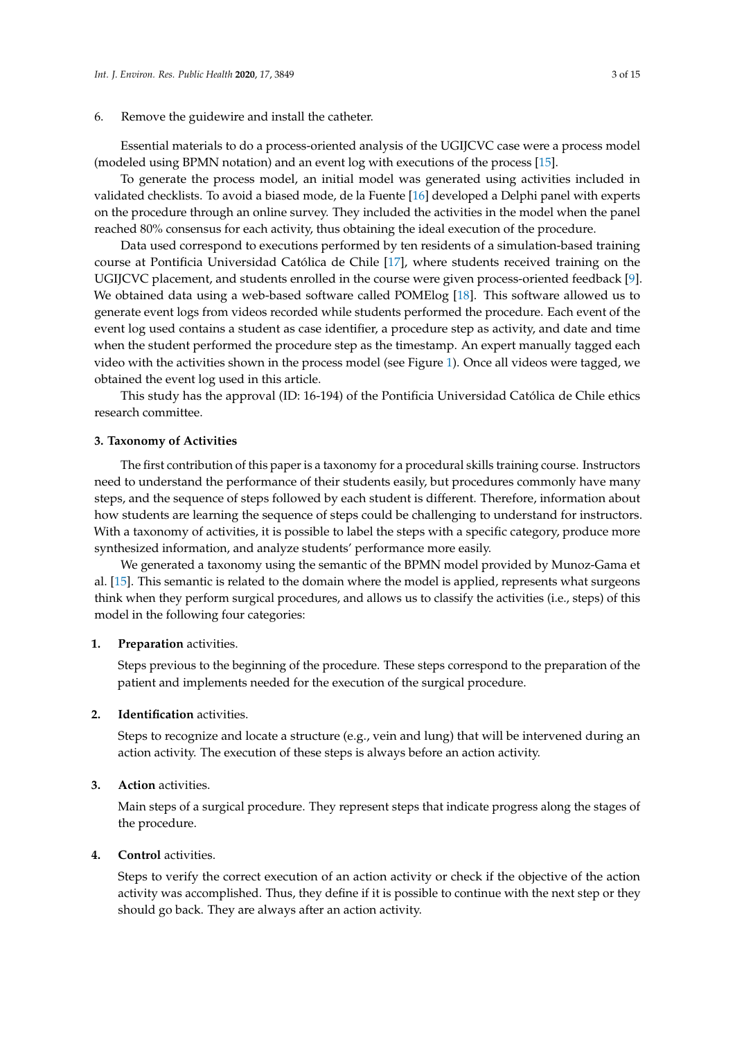6. Remove the guidewire and install the catheter.

Essential materials to do a process-oriented analysis of the UGIJCVC case were a process model (modeled using BPMN notation) and an event log with executions of the process [15].

To generate the process model, an initial model was generated using activities included in validated checklists. To avoid a biased mode, de la Fuente [16] developed a Delphi panel with experts on the procedure through an online survey. They included the activities in the model when the panel reached 80% consensus for each activity, thus obtaining the ideal execution of the procedure.

Data used correspond to executions performed by ten residents of a simulation-based training course at Pontificia Universidad Católica de Chile [17], where students received training on the UGIJCVC placement, and students enrolled in the course were given process-oriented feedback [9]. We obtained data using a web-based software called POMElog [18]. This software allowed us to generate event logs from videos recorded while students performed the procedure. Each event of the event log used contains a student as case identifier, a procedure step as activity, and date and time when the student performed the procedure step as the timestamp. An expert manually tagged each video with the activities shown in the process model (see Figure 1). Once all videos were tagged, we obtained the event log used in this article.

This study has the approval (ID: 16-194) of the Pontificia Universidad Católica de Chile ethics research committee.

## 3. Taxonomy of Activities

The first contribution of this paper is a taxonomy for a procedural skills training course. Instructors need to understand the performance of their students easily, but procedures commonly have many steps, and the sequence of steps followed by each student is different. Therefore, information about how students are learning the sequence of steps could be challenging to understand for instructors. With a taxonomy of activities, it is possible to label the steps with a specific category, produce more synthesized information, and analyze students' performance more easily.

We generated a taxonomy using the semantic of the BPMN model provided by Munoz-Gama et al. [15]. This semantic is related to the domain where the model is applied, represents what surgeons think when they perform surgical procedures, and allows us to classify the activities (i.e., steps) of this model in the following four categories:

1. **Preparation** activities.

   Steps previous to the beginning of the procedure. These steps correspond to the preparation of the patient and implements needed for the execution of the surgical procedure.

2. **Identification** activities.

   Steps to recognize and locate a structure (e.g., vein and lung) that will be intervened during an action activity. The execution of these steps is always before an action activity.

3. **Action** activities.

   Main steps of a surgical procedure. They represent steps that indicate progress along the stages of the procedure.

4. **Control** activities.

   Steps to verify the correct execution of an action activity or check if the objective of the action activity was accomplished. Thus, they define if it is possible to continue with the next step or they should go back. They are always after an action activity.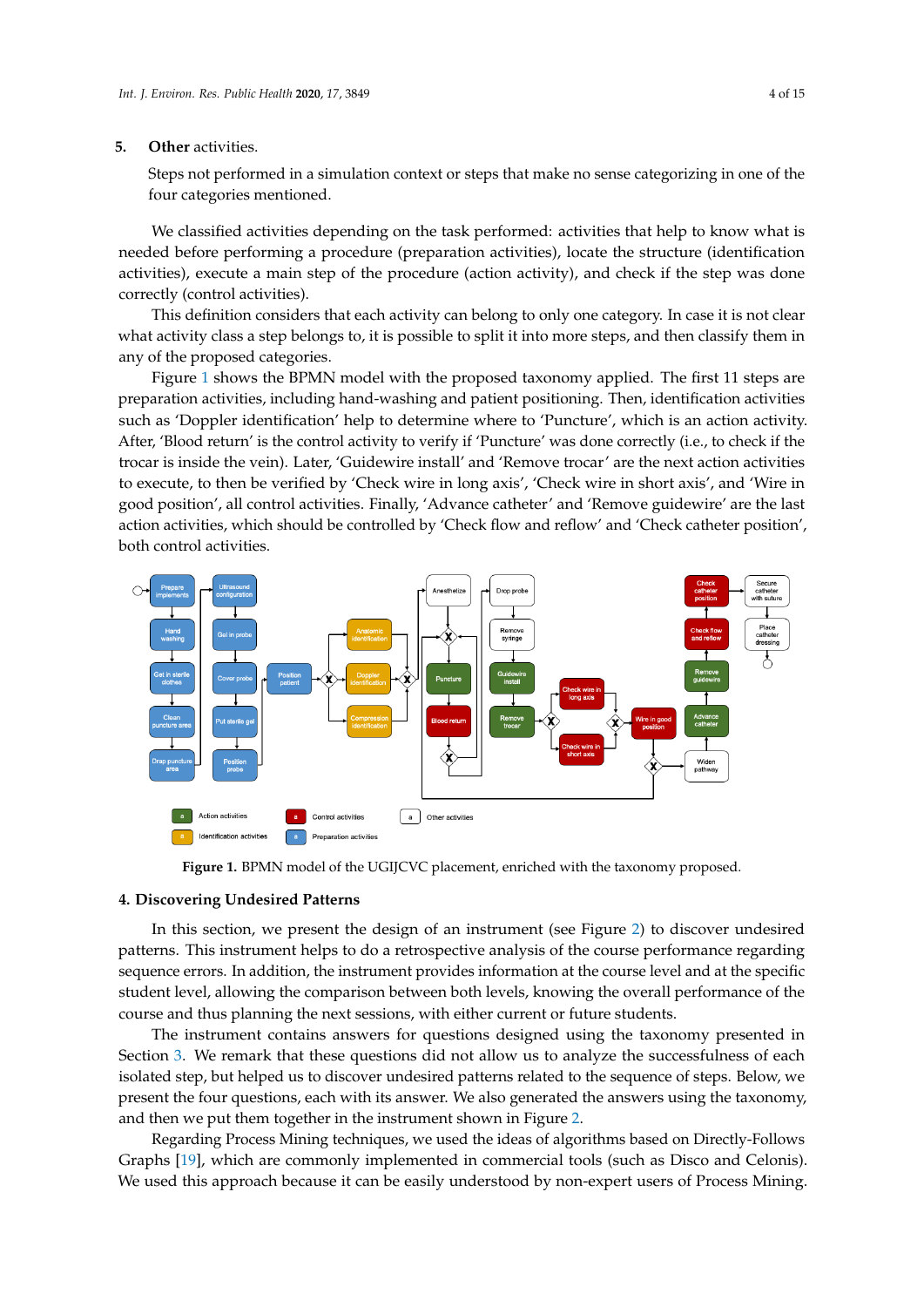5. **Other** activities.

   Steps not performed in a simulation context or steps that make no sense categorizing in one of the four categories mentioned.

We classified activities depending on the task performed: activities that help to know what is needed before performing a procedure (preparation activities), locate the structure (identification activities), execute a main step of the procedure (action activity), and check if the step was done correctly (control activities).

This definition considers that each activity can belong to only one category. In case it is not clear what activity class a step belongs to, it is possible to split it into more steps, and then classify them in any of the proposed categories.

Figure 1 shows the BPMN model with the proposed taxonomy applied. The first 11 steps are preparation activities, including hand-washing and patient positioning. Then, identification activities such as 'Doppler identification' help to determine where to 'Puncture', which is an action activity. After, 'Blood return' is the control activity to verify if 'Puncture' was done correctly (i.e., to check if the trocar is inside the vein). Later, 'Guidewire install' and 'Remove trocar' are the next action activities to execute, to then be verified by 'Check wire in long axis', 'Check wire in short axis', and 'Wire in good position', all control activities. Finally, 'Advance catheter' and 'Remove guidewire' are the last action activities, which should be controlled by 'Check flow and reflow' and 'Check catheter position', both control activities.

**Figure 1.** BPMN model of the UGIJCVC placement, enriched with the taxonomy proposed.

## 4. Discovering Undesired Patterns

In this section, we present the design of an instrument (see Figure 2) to discover undesired patterns. This instrument helps to do a retrospective analysis of the course performance regarding sequence errors. In addition, the instrument provides information at the course level and at the specific student level, allowing the comparison between both levels, knowing the overall performance of the course and thus planning the next sessions, with either current or future students.

The instrument contains answers for questions designed using the taxonomy presented in Section 3. We remark that these questions did not allow us to analyze the successfulness of each isolated step, but helped us to discover undesired patterns related to the sequence of steps. Below, we present the four questions, each with its answer. We also generated the answers using the taxonomy, and then we put them together in the instrument shown in Figure 2.

Regarding Process Mining techniques, we used the ideas of algorithms based on Directly-Follows Graphs [19], which are commonly implemented in commercial tools (such as Disco and Celonis). We used this approach because it can be easily understood by non-expert users of Process Mining.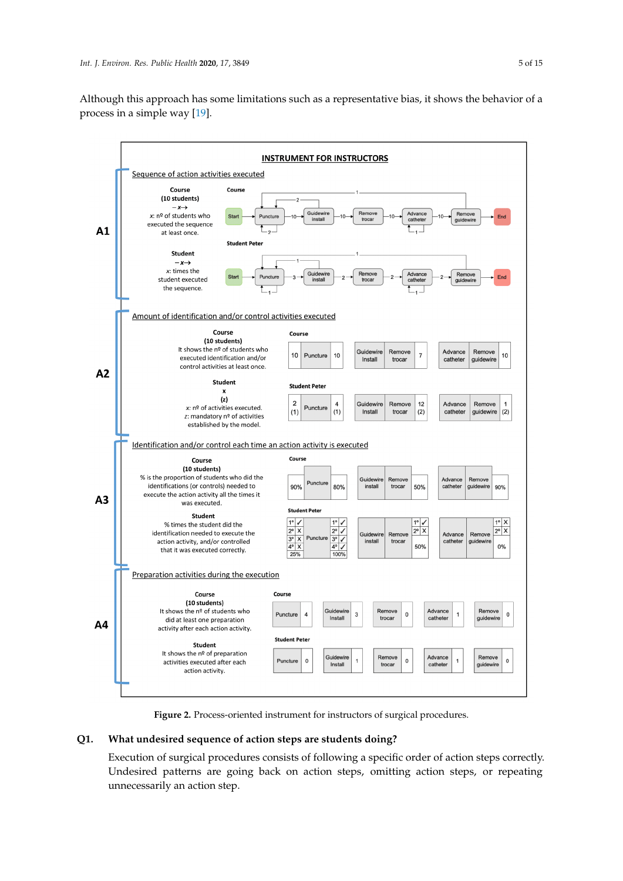Although this approach has some limitations such as a representative bias, it shows the behavior of a process in a simple way [19].

**INSTRUMENT FOR INSTRUCTORS**

**A1** — Sequence of action activities executed

Course (10 students) —x→ x: nº of students who executed the sequence at least once.

Course: Start → Puncture —10→ Guidewire install —10→ Remove trocar —10→ Advance catheter —10→ Remove guidewire → End (loops: 2, 2, 1, 1)

Student —x→ x: times the student executed the sequence.

Student Peter: Start → Puncture —3→ Guidewire install —2→ Remove trocar —2→ Advance catheter —2→ Remove guidewire → End (loops: 1, 1, 1, 1)

**A2** — Amount of identification and/or control activities executed

Course (10 students) It shows the nº of students who executed identification and/or control activities at least once.

Course: 10 | Puncture | 10; Guidewire Install | Remove trocar | 7; Advance catheter | Remove guidewire | 10

Student x (z) x: nº of activities executed. z: mandatory nº of activities established by the model.

Student Peter: 2 (1) | Puncture | 4 (1); Guidewire Install | Remove trocar | 12 (2); Advance catheter | Remove guidewire | 1 (2)

**A3** — Identification and/or control each time an action activity is executed

Course (10 students) % is the proportion of students who did the identifications (or controls) needed to execute the action activity all the times it was executed.

Course: 90% | Puncture | 80%; Guidewire install | Remove trocar | 50%; Advance catheter | Remove guidewire | 90%

Student % times the student did the identification needed to execute the action activity, and/or controlled that it was executed correctly.

Student Peter: 1º ✓ 2º X 3º X 4º X 25% | Puncture | 1º ✓ 2º ✓ 3º ✓ 4º ✓ 100%; Guidewire install | Remove trocar | 1º ✓ 2º X 50%; Advance catheter | Remove guidewire | 1º X 2º X 0%

**A4** — Preparation activities during the execution

Course (10 students) It shows the nº of students who did at least one preparation activity after each action activity.

Course: Puncture 4; Guidewire Install 3; Remove trocar 0; Advance catheter 1; Remove guidewire 0

Student It shows the nº of preparation activities executed after each action activity.

Student Peter: Puncture 0; Guidewire Install 1; Remove trocar 0; Advance catheter 1; Remove guidewire 0

**Figure 2.** Process-oriented instrument for instructors of surgical procedures.

**Q1. What undesired sequence of action steps are students doing?**

Execution of surgical procedures consists of following a specific order of action steps correctly. Undesired patterns are going back on action steps, omitting action steps, or repeating unnecessarily an action step.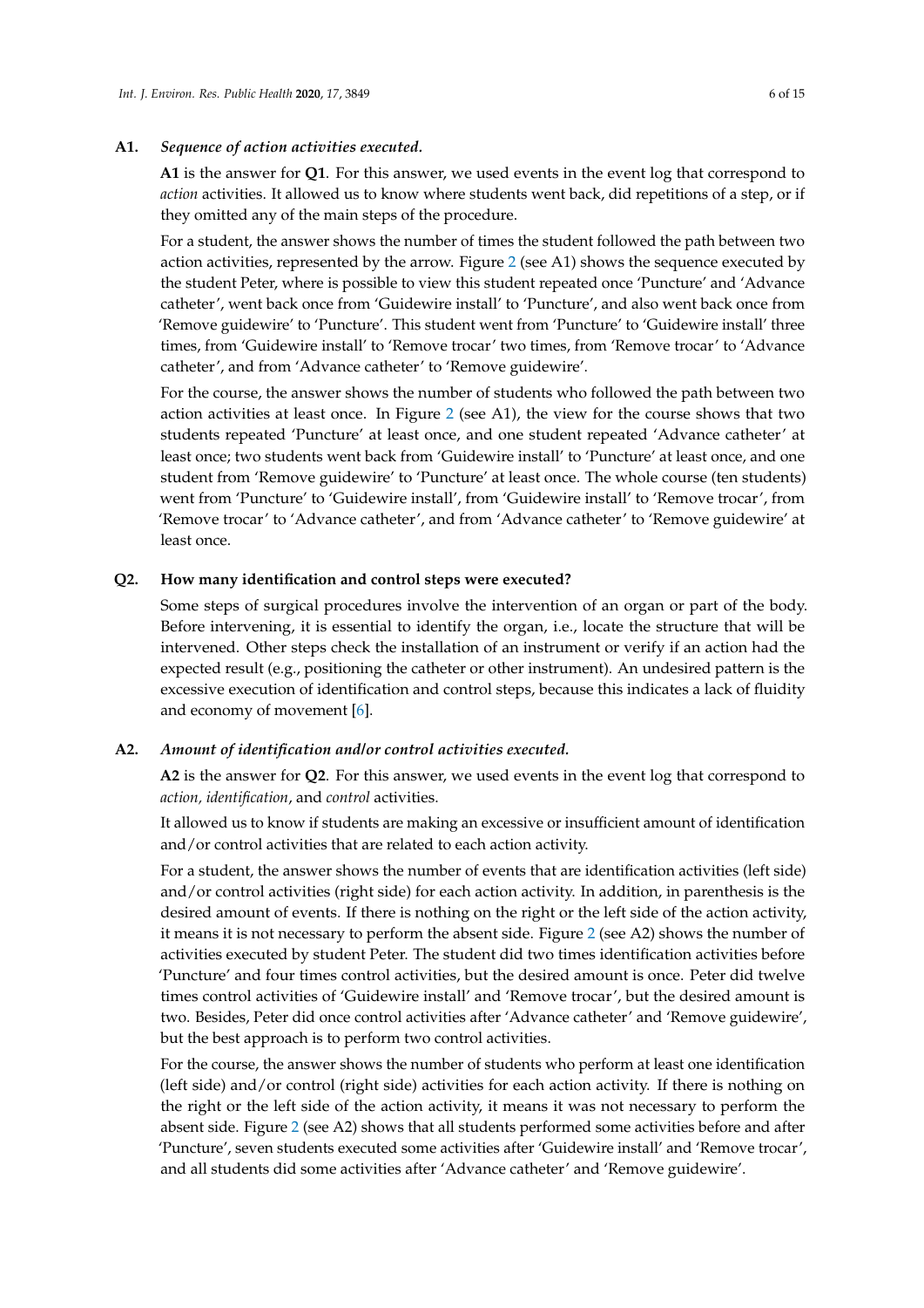**A1.** ***Sequence of action activities executed.***

**A1** is the answer for **Q1**. For this answer, we used events in the event log that correspond to *action* activities. It allowed us to know where students went back, did repetitions of a step, or if they omitted any of the main steps of the procedure.

For a student, the answer shows the number of times the student followed the path between two action activities, represented by the arrow. Figure 2 (see A1) shows the sequence executed by the student Peter, where is possible to view this student repeated once 'Puncture' and 'Advance catheter', went back once from 'Guidewire install' to 'Puncture', and also went back once from 'Remove guidewire' to 'Puncture'. This student went from 'Puncture' to 'Guidewire install' three times, from 'Guidewire install' to 'Remove trocar' two times, from 'Remove trocar' to 'Advance catheter', and from 'Advance catheter' to 'Remove guidewire'.

For the course, the answer shows the number of students who followed the path between two action activities at least once. In Figure 2 (see A1), the view for the course shows that two students repeated 'Puncture' at least once, and one student repeated 'Advance catheter' at least once; two students went back from 'Guidewire install' to 'Puncture' at least once, and one student from 'Remove guidewire' to 'Puncture' at least once. The whole course (ten students) went from 'Puncture' to 'Guidewire install', from 'Guidewire install' to 'Remove trocar', from 'Remove trocar' to 'Advance catheter', and from 'Advance catheter' to 'Remove guidewire' at least once.

**Q2.** **How many identification and control steps were executed?**

Some steps of surgical procedures involve the intervention of an organ or part of the body. Before intervening, it is essential to identify the organ, i.e., locate the structure that will be intervened. Other steps check the installation of an instrument or verify if an action had the expected result (e.g., positioning the catheter or other instrument). An undesired pattern is the excessive execution of identification and control steps, because this indicates a lack of fluidity and economy of movement [6].

**A2.** ***Amount of identification and/or control activities executed.***

**A2** is the answer for **Q2**. For this answer, we used events in the event log that correspond to *action, identification*, and *control* activities.

It allowed us to know if students are making an excessive or insufficient amount of identification and/or control activities that are related to each action activity.

For a student, the answer shows the number of events that are identification activities (left side) and/or control activities (right side) for each action activity. In addition, in parenthesis is the desired amount of events. If there is nothing on the right or the left side of the action activity, it means it is not necessary to perform the absent side. Figure 2 (see A2) shows the number of activities executed by student Peter. The student did two times identification activities before 'Puncture' and four times control activities, but the desired amount is once. Peter did twelve times control activities of 'Guidewire install' and 'Remove trocar', but the desired amount is two. Besides, Peter did once control activities after 'Advance catheter' and 'Remove guidewire', but the best approach is to perform two control activities.

For the course, the answer shows the number of students who perform at least one identification (left side) and/or control (right side) activities for each action activity. If there is nothing on the right or the left side of the action activity, it means it was not necessary to perform the absent side. Figure 2 (see A2) shows that all students performed some activities before and after 'Puncture', seven students executed some activities after 'Guidewire install' and 'Remove trocar', and all students did some activities after 'Advance catheter' and 'Remove guidewire'.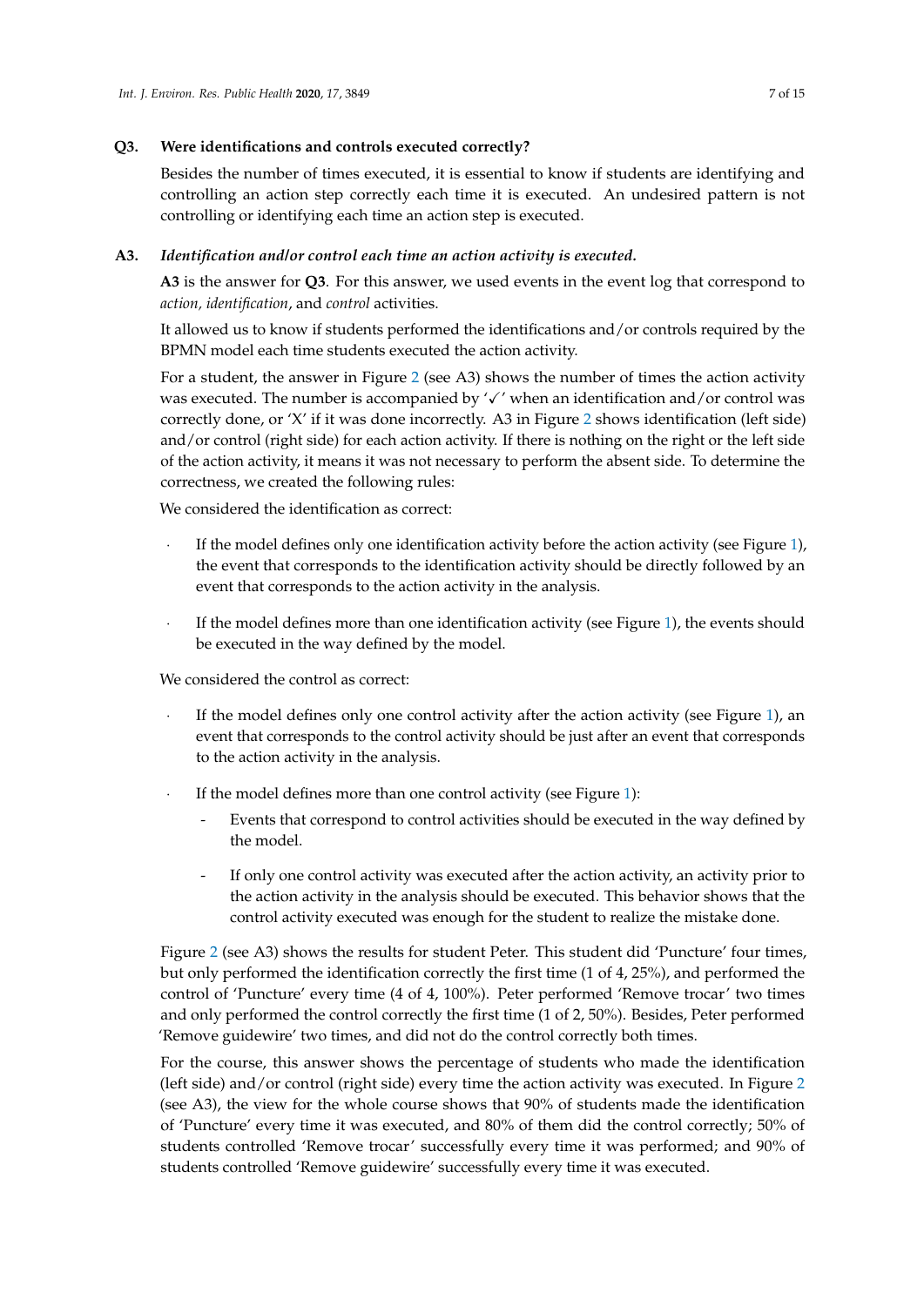**Q3. Were identifications and controls executed correctly?**

Besides the number of times executed, it is essential to know if students are identifying and controlling an action step correctly each time it is executed. An undesired pattern is not controlling or identifying each time an action step is executed.

***A3. Identification and/or control each time an action activity is executed.***

**A3** is the answer for **Q3**. For this answer, we used events in the event log that correspond to *action, identification*, and *control* activities.

It allowed us to know if students performed the identifications and/or controls required by the BPMN model each time students executed the action activity.

For a student, the answer in Figure 2 (see A3) shows the number of times the action activity was executed. The number is accompanied by '✓' when an identification and/or control was correctly done, or 'X' if it was done incorrectly. A3 in Figure 2 shows identification (left side) and/or control (right side) for each action activity. If there is nothing on the right or the left side of the action activity, it means it was not necessary to perform the absent side. To determine the correctness, we created the following rules:

We considered the identification as correct:

- If the model defines only one identification activity before the action activity (see Figure 1), the event that corresponds to the identification activity should be directly followed by an event that corresponds to the action activity in the analysis.
- If the model defines more than one identification activity (see Figure 1), the events should be executed in the way defined by the model.

We considered the control as correct:

- If the model defines only one control activity after the action activity (see Figure 1), an event that corresponds to the control activity should be just after an event that corresponds to the action activity in the analysis.
- If the model defines more than one control activity (see Figure 1):
  - Events that correspond to control activities should be executed in the way defined by the model.
  - If only one control activity was executed after the action activity, an activity prior to the action activity in the analysis should be executed. This behavior shows that the control activity executed was enough for the student to realize the mistake done.

Figure 2 (see A3) shows the results for student Peter. This student did 'Puncture' four times, but only performed the identification correctly the first time (1 of 4, 25%), and performed the control of 'Puncture' every time (4 of 4, 100%). Peter performed 'Remove trocar' two times and only performed the control correctly the first time (1 of 2, 50%). Besides, Peter performed 'Remove guidewire' two times, and did not do the control correctly both times.

For the course, this answer shows the percentage of students who made the identification (left side) and/or control (right side) every time the action activity was executed. In Figure 2 (see A3), the view for the whole course shows that 90% of students made the identification of 'Puncture' every time it was executed, and 80% of them did the control correctly; 50% of students controlled 'Remove trocar' successfully every time it was performed; and 90% of students controlled 'Remove guidewire' successfully every time it was executed.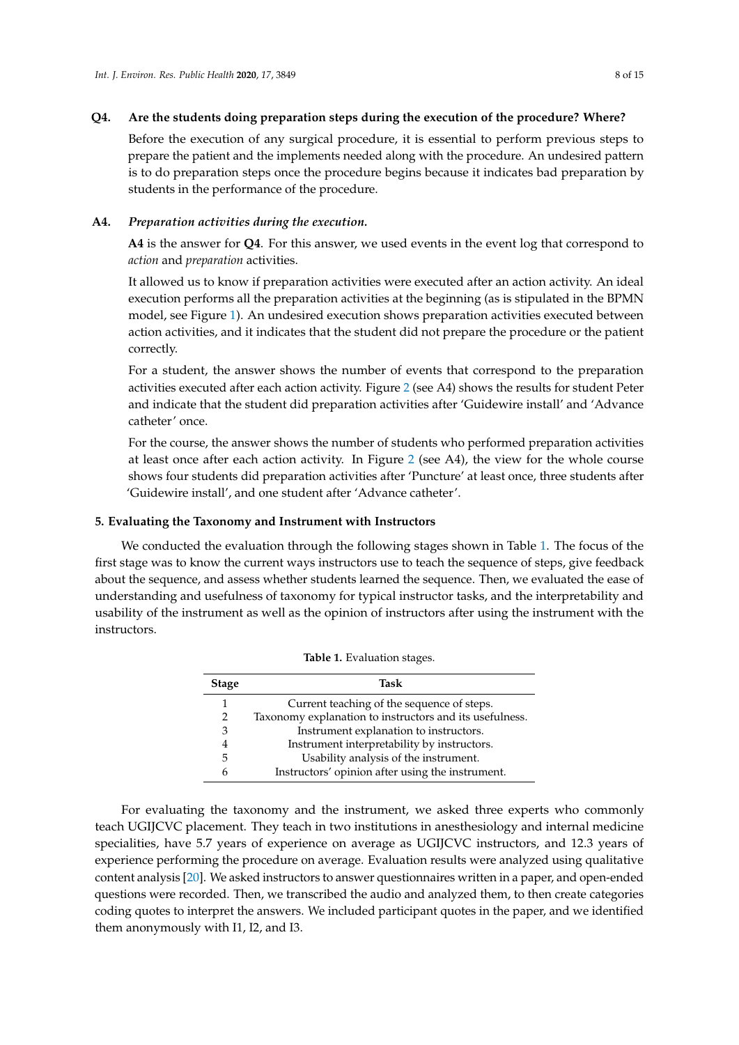**Q4.** **Are the students doing preparation steps during the execution of the procedure? Where?**

Before the execution of any surgical procedure, it is essential to perform previous steps to prepare the patient and the implements needed along with the procedure. An undesired pattern is to do preparation steps once the procedure begins because it indicates bad preparation by students in the performance of the procedure.

**A4.** ***Preparation activities during the execution.***

**A4** is the answer for **Q4**. For this answer, we used events in the event log that correspond to *action* and *preparation* activities.

It allowed us to know if preparation activities were executed after an action activity. An ideal execution performs all the preparation activities at the beginning (as is stipulated in the BPMN model, see Figure 1). An undesired execution shows preparation activities executed between action activities, and it indicates that the student did not prepare the procedure or the patient correctly.

For a student, the answer shows the number of events that correspond to the preparation activities executed after each action activity. Figure 2 (see A4) shows the results for student Peter and indicate that the student did preparation activities after 'Guidewire install' and 'Advance catheter' once.

For the course, the answer shows the number of students who performed preparation activities at least once after each action activity. In Figure 2 (see A4), the view for the whole course shows four students did preparation activities after 'Puncture' at least once, three students after 'Guidewire install', and one student after 'Advance catheter'.

## 5. Evaluating the Taxonomy and Instrument with Instructors

We conducted the evaluation through the following stages shown in Table 1. The focus of the first stage was to know the current ways instructors use to teach the sequence of steps, give feedback about the sequence, and assess whether students learned the sequence. Then, we evaluated the ease of understanding and usefulness of taxonomy for typical instructor tasks, and the interpretability and usability of the instrument as well as the opinion of instructors after using the instrument with the instructors.

**Table 1.** Evaluation stages.

| Stage | Task |
|---|---|
| 1 | Current teaching of the sequence of steps. |
| 2 | Taxonomy explanation to instructors and its usefulness. |
| 3 | Instrument explanation to instructors. |
| 4 | Instrument interpretability by instructors. |
| 5 | Usability analysis of the instrument. |
| 6 | Instructors' opinion after using the instrument. |

For evaluating the taxonomy and the instrument, we asked three experts who commonly teach UGIJCVC placement. They teach in two institutions in anesthesiology and internal medicine specialities, have 5.7 years of experience on average as UGIJCVC instructors, and 12.3 years of experience performing the procedure on average. Evaluation results were analyzed using qualitative content analysis [20]. We asked instructors to answer questionnaires written in a paper, and open-ended questions were recorded. Then, we transcribed the audio and analyzed them, to then create categories coding quotes to interpret the answers. We included participant quotes in the paper, and we identified them anonymously with I1, I2, and I3.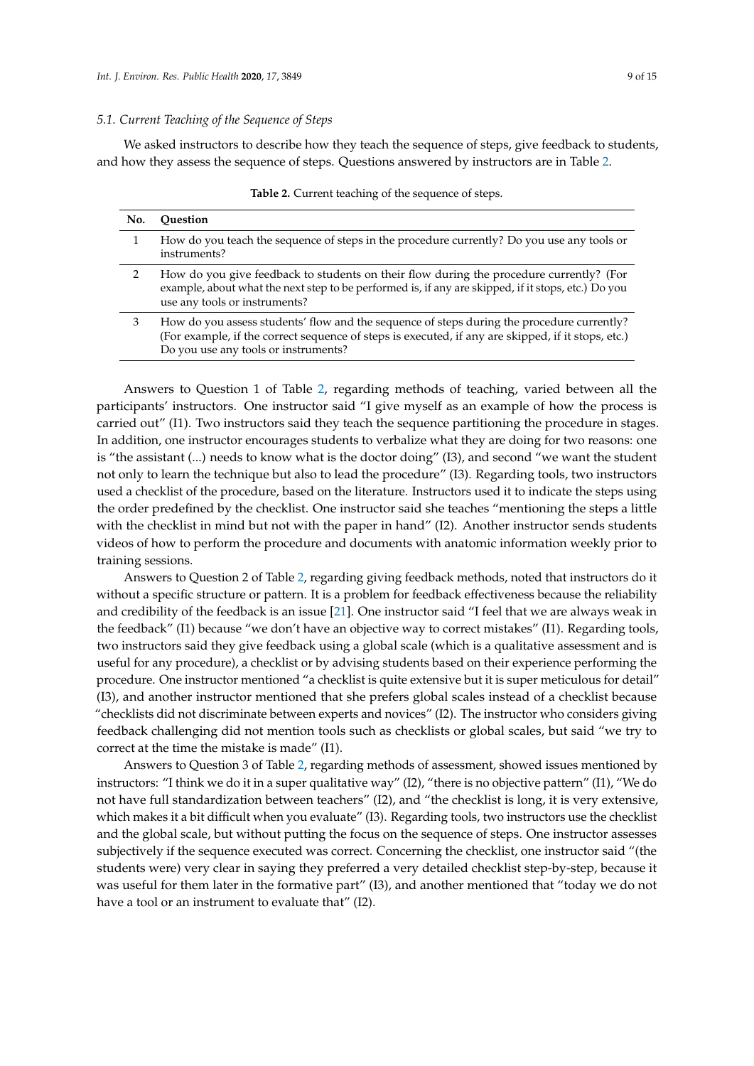### 5.1. Current Teaching of the Sequence of Steps

We asked instructors to describe how they teach the sequence of steps, give feedback to students, and how they assess the sequence of steps. Questions answered by instructors are in Table 2.

**Table 2.** Current teaching of the sequence of steps.

| No. | Question |
| --- | --- |
| 1 | How do you teach the sequence of steps in the procedure currently? Do you use any tools or instruments? |
| 2 | How do you give feedback to students on their flow during the procedure currently? (For example, about what the next step to be performed is, if any are skipped, if it stops, etc.) Do you use any tools or instruments? |
| 3 | How do you assess students' flow and the sequence of steps during the procedure currently? (For example, if the correct sequence of steps is executed, if any are skipped, if it stops, etc.) Do you use any tools or instruments? |

Answers to Question 1 of Table 2, regarding methods of teaching, varied between all the participants' instructors. One instructor said "I give myself as an example of how the process is carried out" (I1). Two instructors said they teach the sequence partitioning the procedure in stages. In addition, one instructor encourages students to verbalize what they are doing for two reasons: one is "the assistant (...) needs to know what is the doctor doing" (I3), and second "we want the student not only to learn the technique but also to lead the procedure" (I3). Regarding tools, two instructors used a checklist of the procedure, based on the literature. Instructors used it to indicate the steps using the order predefined by the checklist. One instructor said she teaches "mentioning the steps a little with the checklist in mind but not with the paper in hand" (I2). Another instructor sends students videos of how to perform the procedure and documents with anatomic information weekly prior to training sessions.

Answers to Question 2 of Table 2, regarding giving feedback methods, noted that instructors do it without a specific structure or pattern. It is a problem for feedback effectiveness because the reliability and credibility of the feedback is an issue [21]. One instructor said "I feel that we are always weak in the feedback" (I1) because "we don't have an objective way to correct mistakes" (I1). Regarding tools, two instructors said they give feedback using a global scale (which is a qualitative assessment and is useful for any procedure), a checklist or by advising students based on their experience performing the procedure. One instructor mentioned "a checklist is quite extensive but it is super meticulous for detail" (I3), and another instructor mentioned that she prefers global scales instead of a checklist because "checklists did not discriminate between experts and novices" (I2). The instructor who considers giving feedback challenging did not mention tools such as checklists or global scales, but said "we try to correct at the time the mistake is made" (I1).

Answers to Question 3 of Table 2, regarding methods of assessment, showed issues mentioned by instructors: "I think we do it in a super qualitative way" (I2), "there is no objective pattern" (I1), "We do not have full standardization between teachers" (I2), and "the checklist is long, it is very extensive, which makes it a bit difficult when you evaluate" (I3). Regarding tools, two instructors use the checklist and the global scale, but without putting the focus on the sequence of steps. One instructor assesses subjectively if the sequence executed was correct. Concerning the checklist, one instructor said "(the students were) very clear in saying they preferred a very detailed checklist step-by-step, because it was useful for them later in the formative part" (I3), and another mentioned that "today we do not have a tool or an instrument to evaluate that" (I2).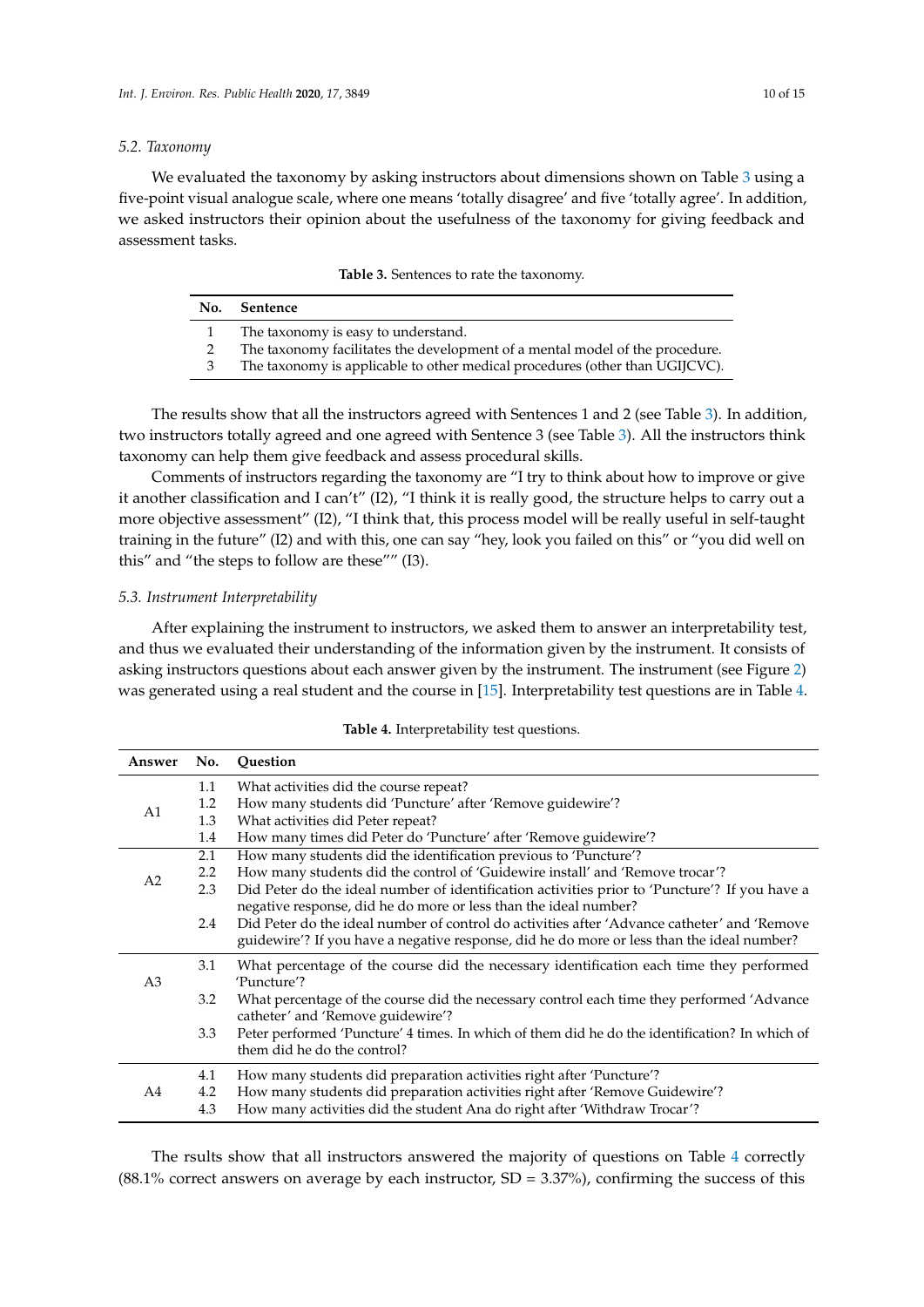### 5.2. Taxonomy

We evaluated the taxonomy by asking instructors about dimensions shown on Table 3 using a five-point visual analogue scale, where one means 'totally disagree' and five 'totally agree'. In addition, we asked instructors their opinion about the usefulness of the taxonomy for giving feedback and assessment tasks.

**Table 3.** Sentences to rate the taxonomy.

| No. | Sentence |
|---|---|
| 1 | The taxonomy is easy to understand. |
| 2 | The taxonomy facilitates the development of a mental model of the procedure. |
| 3 | The taxonomy is applicable to other medical procedures (other than UGIJCVC). |

The results show that all the instructors agreed with Sentences 1 and 2 (see Table 3). In addition, two instructors totally agreed and one agreed with Sentence 3 (see Table 3). All the instructors think taxonomy can help them give feedback and assess procedural skills.

Comments of instructors regarding the taxonomy are "I try to think about how to improve or give it another classification and I can't" (I2), "I think it is really good, the structure helps to carry out a more objective assessment" (I2), "I think that, this process model will be really useful in self-taught training in the future" (I2) and with this, one can say "hey, look you failed on this" or "you did well on this" and "the steps to follow are these"" (I3).

### 5.3. Instrument Interpretability

After explaining the instrument to instructors, we asked them to answer an interpretability test, and thus we evaluated their understanding of the information given by the instrument. It consists of asking instructors questions about each answer given by the instrument. The instrument (see Figure 2) was generated using a real student and the course in [15]. Interpretability test questions are in Table 4.

**Table 4.** Interpretability test questions.

| Answer | No. | Question |
|---|---|---|
| A1 | 1.1 | What activities did the course repeat? |
| | 1.2 | How many students did 'Puncture' after 'Remove guidewire'? |
| | 1.3 | What activities did Peter repeat? |
| | 1.4 | How many times did Peter do 'Puncture' after 'Remove guidewire'? |
| A2 | 2.1 | How many students did the identification previous to 'Puncture'? |
| | 2.2 | How many students did the control of 'Guidewire install' and 'Remove trocar'? |
| | 2.3 | Did Peter do the ideal number of identification activities prior to 'Puncture'? If you have a negative response, did he do more or less than the ideal number? |
| | 2.4 | Did Peter do the ideal number of control do activities after 'Advance catheter' and 'Remove guidewire'? If you have a negative response, did he do more or less than the ideal number? |
| A3 | 3.1 | What percentage of the course did the necessary identification each time they performed 'Puncture'? |
| | 3.2 | What percentage of the course did the necessary control each time they performed 'Advance catheter' and 'Remove guidewire'? |
| | 3.3 | Peter performed 'Puncture' 4 times. In which of them did he do the identification? In which of them did he do the control? |
| A4 | 4.1 | How many students did preparation activities right after 'Puncture'? |
| | 4.2 | How many students did preparation activities right after 'Remove Guidewire'? |
| | 4.3 | How many activities did the student Ana do right after 'Withdraw Trocar'? |

The rsults show that all instructors answered the majority of questions on Table 4 correctly (88.1% correct answers on average by each instructor, SD = 3.37%), confirming the success of this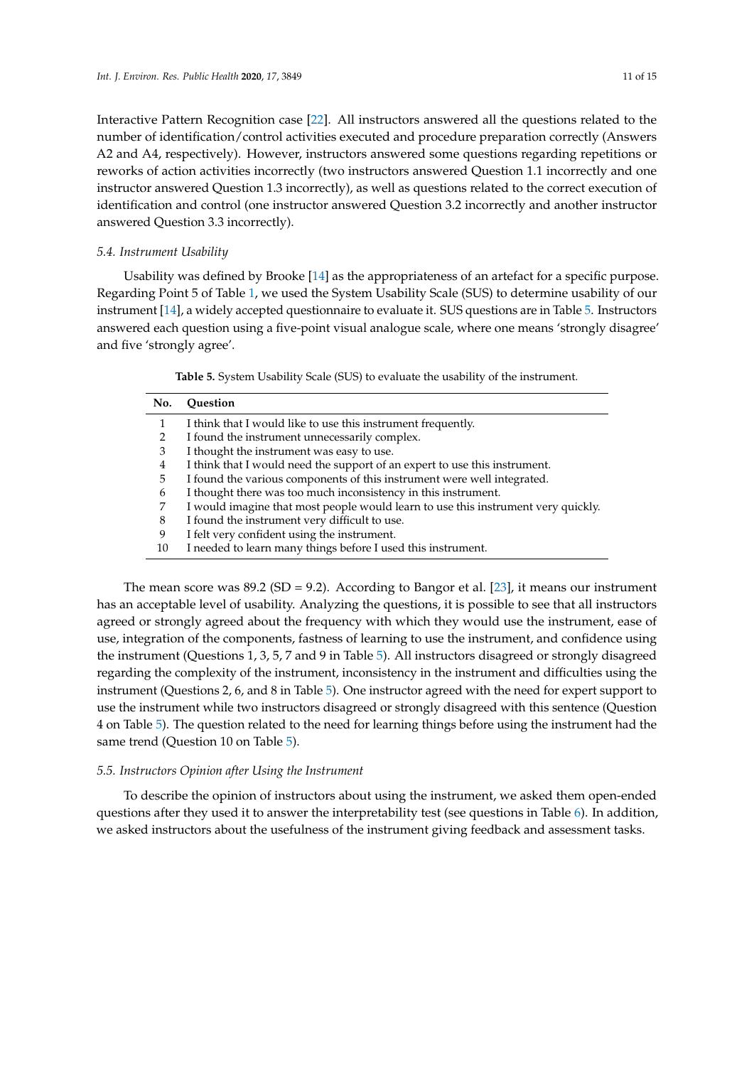Interactive Pattern Recognition case [22]. All instructors answered all the questions related to the number of identification/control activities executed and procedure preparation correctly (Answers A2 and A4, respectively). However, instructors answered some questions regarding repetitions or reworks of action activities incorrectly (two instructors answered Question 1.1 incorrectly and one instructor answered Question 1.3 incorrectly), as well as questions related to the correct execution of identification and control (one instructor answered Question 3.2 incorrectly and another instructor answered Question 3.3 incorrectly).

### 5.4. Instrument Usability

Usability was defined by Brooke [14] as the appropriateness of an artefact for a specific purpose. Regarding Point 5 of Table 1, we used the System Usability Scale (SUS) to determine usability of our instrument [14], a widely accepted questionnaire to evaluate it. SUS questions are in Table 5. Instructors answered each question using a five-point visual analogue scale, where one means 'strongly disagree' and five 'strongly agree'.

**Table 5.** System Usability Scale (SUS) to evaluate the usability of the instrument.

| No. | Question |
|---|---|
| 1 | I think that I would like to use this instrument frequently. |
| 2 | I found the instrument unnecessarily complex. |
| 3 | I thought the instrument was easy to use. |
| 4 | I think that I would need the support of an expert to use this instrument. |
| 5 | I found the various components of this instrument were well integrated. |
| 6 | I thought there was too much inconsistency in this instrument. |
| 7 | I would imagine that most people would learn to use this instrument very quickly. |
| 8 | I found the instrument very difficult to use. |
| 9 | I felt very confident using the instrument. |
| 10 | I needed to learn many things before I used this instrument. |

The mean score was 89.2 (SD = 9.2). According to Bangor et al. [23], it means our instrument has an acceptable level of usability. Analyzing the questions, it is possible to see that all instructors agreed or strongly agreed about the frequency with which they would use the instrument, ease of use, integration of the components, fastness of learning to use the instrument, and confidence using the instrument (Questions 1, 3, 5, 7 and 9 in Table 5). All instructors disagreed or strongly disagreed regarding the complexity of the instrument, inconsistency in the instrument and difficulties using the instrument (Questions 2, 6, and 8 in Table 5). One instructor agreed with the need for expert support to use the instrument while two instructors disagreed or strongly disagreed with this sentence (Question 4 on Table 5). The question related to the need for learning things before using the instrument had the same trend (Question 10 on Table 5).

### 5.5. Instructors Opinion after Using the Instrument

To describe the opinion of instructors about using the instrument, we asked them open-ended questions after they used it to answer the interpretability test (see questions in Table 6). In addition, we asked instructors about the usefulness of the instrument giving feedback and assessment tasks.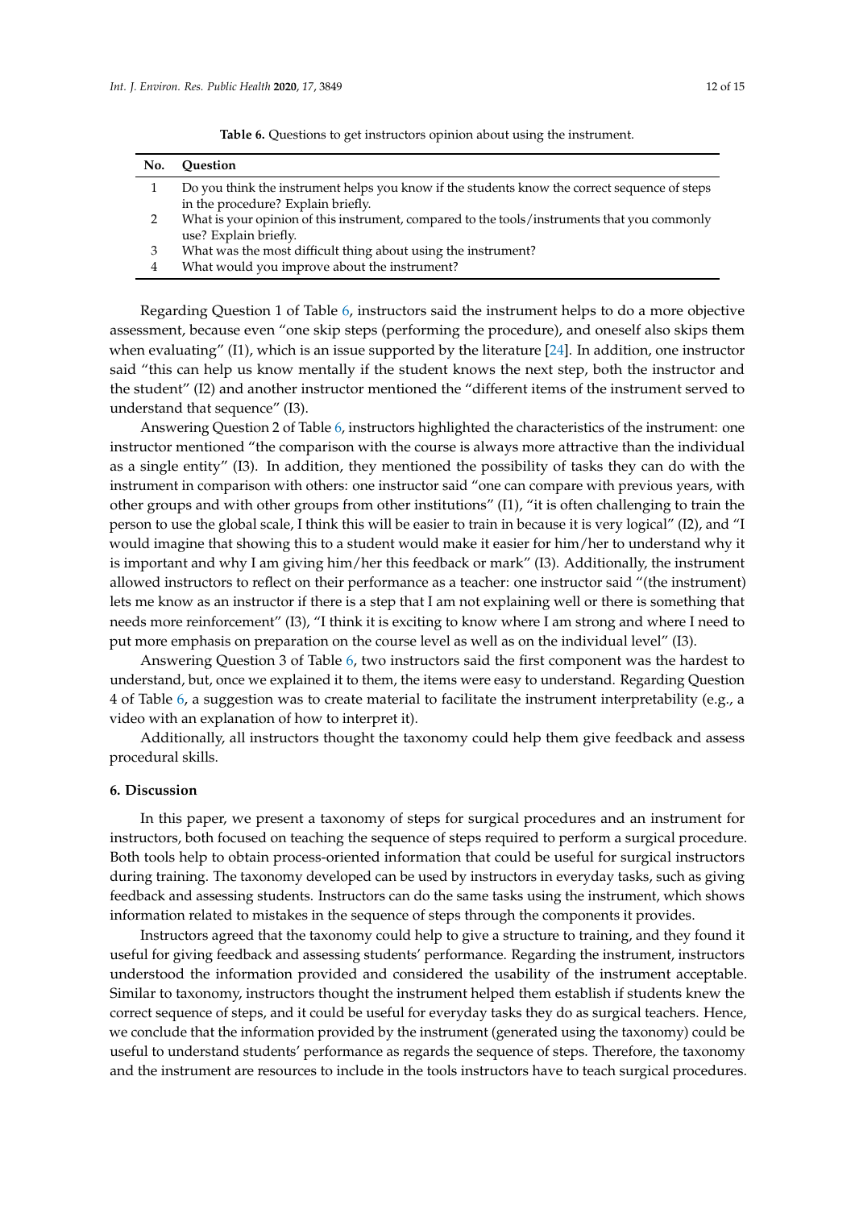**Table 6.** Questions to get instructors opinion about using the instrument.

| No. | Question |
|---|---|
| 1 | Do you think the instrument helps you know if the students know the correct sequence of steps in the procedure? Explain briefly. |
| 2 | What is your opinion of this instrument, compared to the tools/instruments that you commonly use? Explain briefly. |
| 3 | What was the most difficult thing about using the instrument? |
| 4 | What would you improve about the instrument? |

Regarding Question 1 of Table 6, instructors said the instrument helps to do a more objective assessment, because even "one skip steps (performing the procedure), and oneself also skips them when evaluating" (I1), which is an issue supported by the literature [24]. In addition, one instructor said "this can help us know mentally if the student knows the next step, both the instructor and the student" (I2) and another instructor mentioned the "different items of the instrument served to understand that sequence" (I3).

Answering Question 2 of Table 6, instructors highlighted the characteristics of the instrument: one instructor mentioned "the comparison with the course is always more attractive than the individual as a single entity" (I3). In addition, they mentioned the possibility of tasks they can do with the instrument in comparison with others: one instructor said "one can compare with previous years, with other groups and with other groups from other institutions" (I1), "it is often challenging to train the person to use the global scale, I think this will be easier to train in because it is very logical" (I2), and "I would imagine that showing this to a student would make it easier for him/her to understand why it is important and why I am giving him/her this feedback or mark" (I3). Additionally, the instrument allowed instructors to reflect on their performance as a teacher: one instructor said "(the instrument) lets me know as an instructor if there is a step that I am not explaining well or there is something that needs more reinforcement" (I3), "I think it is exciting to know where I am strong and where I need to put more emphasis on preparation on the course level as well as on the individual level" (I3).

Answering Question 3 of Table 6, two instructors said the first component was the hardest to understand, but, once we explained it to them, the items were easy to understand. Regarding Question 4 of Table 6, a suggestion was to create material to facilitate the instrument interpretability (e.g., a video with an explanation of how to interpret it).

Additionally, all instructors thought the taxonomy could help them give feedback and assess procedural skills.

## 6. Discussion

In this paper, we present a taxonomy of steps for surgical procedures and an instrument for instructors, both focused on teaching the sequence of steps required to perform a surgical procedure. Both tools help to obtain process-oriented information that could be useful for surgical instructors during training. The taxonomy developed can be used by instructors in everyday tasks, such as giving feedback and assessing students. Instructors can do the same tasks using the instrument, which shows information related to mistakes in the sequence of steps through the components it provides.

Instructors agreed that the taxonomy could help to give a structure to training, and they found it useful for giving feedback and assessing students' performance. Regarding the instrument, instructors understood the information provided and considered the usability of the instrument acceptable. Similar to taxonomy, instructors thought the instrument helped them establish if students knew the correct sequence of steps, and it could be useful for everyday tasks they do as surgical teachers. Hence, we conclude that the information provided by the instrument (generated using the taxonomy) could be useful to understand students' performance as regards the sequence of steps. Therefore, the taxonomy and the instrument are resources to include in the tools instructors have to teach surgical procedures.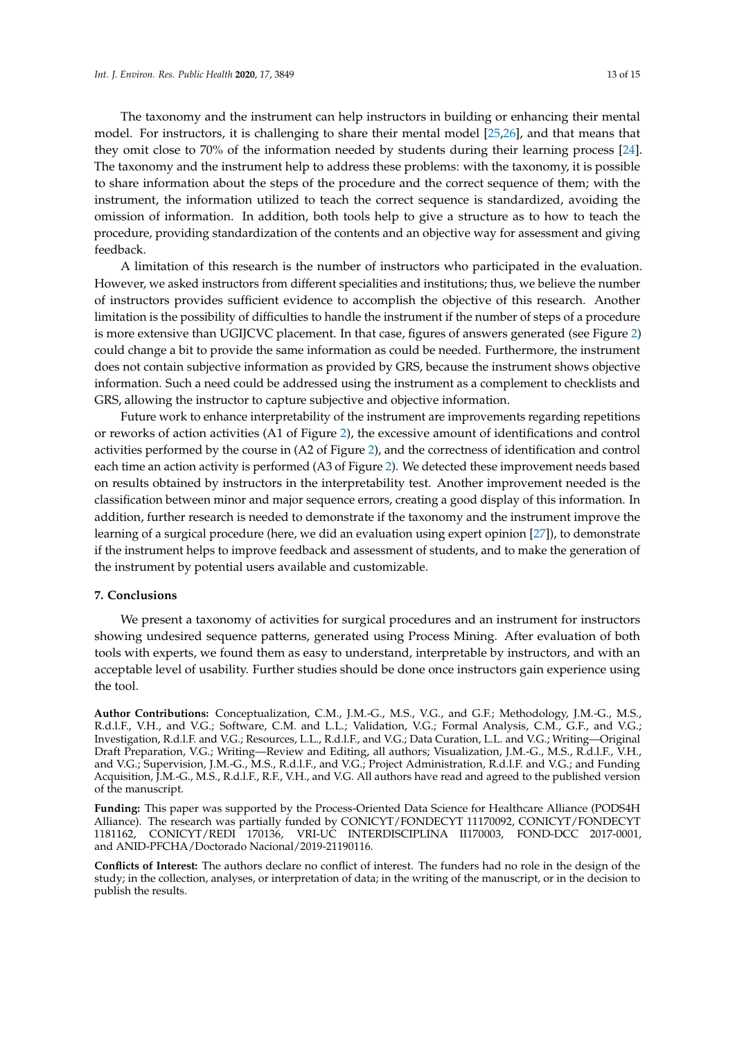The taxonomy and the instrument can help instructors in building or enhancing their mental model. For instructors, it is challenging to share their mental model [25,26], and that means that they omit close to 70% of the information needed by students during their learning process [24]. The taxonomy and the instrument help to address these problems: with the taxonomy, it is possible to share information about the steps of the procedure and the correct sequence of them; with the instrument, the information utilized to teach the correct sequence is standardized, avoiding the omission of information. In addition, both tools help to give a structure as to how to teach the procedure, providing standardization of the contents and an objective way for assessment and giving feedback.

A limitation of this research is the number of instructors who participated in the evaluation. However, we asked instructors from different specialities and institutions; thus, we believe the number of instructors provides sufficient evidence to accomplish the objective of this research. Another limitation is the possibility of difficulties to handle the instrument if the number of steps of a procedure is more extensive than UGIJCVC placement. In that case, figures of answers generated (see Figure 2) could change a bit to provide the same information as could be needed. Furthermore, the instrument does not contain subjective information as provided by GRS, because the instrument shows objective information. Such a need could be addressed using the instrument as a complement to checklists and GRS, allowing the instructor to capture subjective and objective information.

Future work to enhance interpretability of the instrument are improvements regarding repetitions or reworks of action activities (A1 of Figure 2), the excessive amount of identifications and control activities performed by the course in (A2 of Figure 2), and the correctness of identification and control each time an action activity is performed (A3 of Figure 2). We detected these improvement needs based on results obtained by instructors in the interpretability test. Another improvement needed is the classification between minor and major sequence errors, creating a good display of this information. In addition, further research is needed to demonstrate if the taxonomy and the instrument improve the learning of a surgical procedure (here, we did an evaluation using expert opinion [27]), to demonstrate if the instrument helps to improve feedback and assessment of students, and to make the generation of the instrument by potential users available and customizable.

## 7. Conclusions

We present a taxonomy of activities for surgical procedures and an instrument for instructors showing undesired sequence patterns, generated using Process Mining. After evaluation of both tools with experts, we found them as easy to understand, interpretable by instructors, and with an acceptable level of usability. Further studies should be done once instructors gain experience using the tool.

**Author Contributions:** Conceptualization, C.M., J.M.-G., M.S., V.G., and G.F.; Methodology, J.M.-G., M.S., R.d.l.F., V.H., and V.G.; Software, C.M. and L.L.; Validation, V.G.; Formal Analysis, C.M., G.F., and V.G.; Investigation, R.d.l.F. and V.G.; Resources, L.L., R.d.l.F., and V.G.; Data Curation, L.L. and V.G.; Writing—Original Draft Preparation, V.G.; Writing—Review and Editing, all authors; Visualization, J.M.-G., M.S., R.d.l.F., V.H., and V.G.; Supervision, J.M.-G., M.S., R.d.l.F., and V.G.; Project Administration, R.d.l.F. and V.G.; and Funding Acquisition, J.M.-G., M.S., R.d.l.F., R.F., V.H., and V.G. All authors have read and agreed to the published version of the manuscript.

**Funding:** This paper was supported by the Process-Oriented Data Science for Healthcare Alliance (PODS4H Alliance). The research was partially funded by CONICYT/FONDECYT 11170092, CONICYT/FONDECYT 1181162, CONICYT/REDI 170136, VRI-UC INTERDISCIPLINA II170003, FOND-DCC 2017-0001, and ANID-PFCHA/Doctorado Nacional/2019-21190116.

**Conflicts of Interest:** The authors declare no conflict of interest. The funders had no role in the design of the study; in the collection, analyses, or interpretation of data; in the writing of the manuscript, or in the decision to publish the results.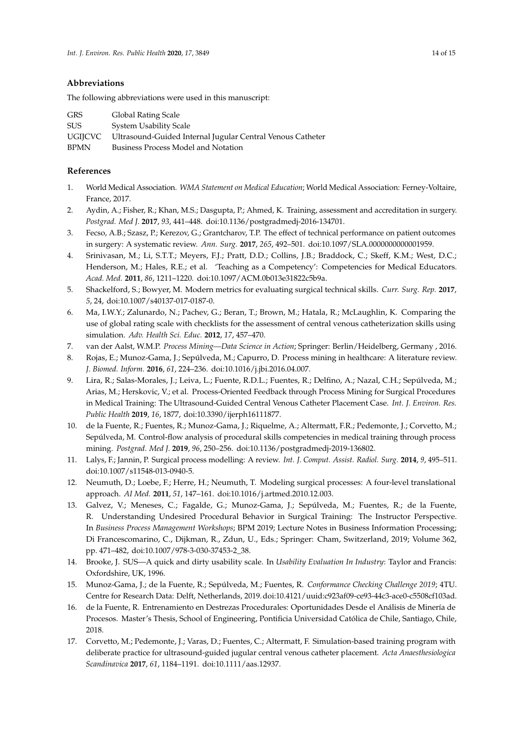## Abbreviations

The following abbreviations were used in this manuscript:

| | |
|---|---|
| GRS | Global Rating Scale |
| SUS | System Usability Scale |
| UGIJCVC | Ultrasound-Guided Internal Jugular Central Venous Catheter |
| BPMN | Business Process Model and Notation |

## References

1. World Medical Association. *WMA Statement on Medical Education*; World Medical Association: Ferney-Voltaire, France, 2017.
2. Aydin, A.; Fisher, R.; Khan, M.S.; Dasgupta, P.; Ahmed, K. Training, assessment and accreditation in surgery. *Postgrad. Med J.* **2017**, *93*, 441–448. doi:10.1136/postgradmedj-2016-134701.
3. Fecso, A.B.; Szasz, P.; Kerezov, G.; Grantcharov, T.P. The effect of technical performance on patient outcomes in surgery: A systematic review. *Ann. Surg.* **2017**, *265*, 492–501. doi:10.1097/SLA.0000000000001959.
4. Srinivasan, M.; Li, S.T.T.; Meyers, F.J.; Pratt, D.D.; Collins, J.B.; Braddock, C.; Skeff, K.M.; West, D.C.; Henderson, M.; Hales, R.E.; et al. 'Teaching as a Competency': Competencies for Medical Educators. *Acad. Med.* **2011**, *86*, 1211–1220. doi:10.1097/ACM.0b013e31822c5b9a.
5. Shackelford, S.; Bowyer, M. Modern metrics for evaluating surgical technical skills. *Curr. Surg. Rep.* **2017**, *5*, 24, doi:10.1007/s40137-017-0187-0.
6. Ma, I.W.Y.; Zalunardo, N.; Pachev, G.; Beran, T.; Brown, M.; Hatala, R.; McLaughlin, K. Comparing the use of global rating scale with checklists for the assessment of central venous catheterization skills using simulation. *Adv. Health Sci. Educ.* **2012**, *17*, 457–470.
7. van der Aalst, W.M.P. *Process Mining—Data Science in Action*; Springer: Berlin/Heidelberg, Germany , 2016.
8. Rojas, E.; Munoz-Gama, J.; Sepúlveda, M.; Capurro, D. Process mining in healthcare: A literature review. *J. Biomed. Inform.* **2016**, *61*, 224–236. doi:10.1016/j.jbi.2016.04.007.
9. Lira, R.; Salas-Morales, J.; Leiva, L.; Fuente, R.D.L.; Fuentes, R.; Delfino, A.; Nazal, C.H.; Sepúlveda, M.; Arias, M.; Herskovic, V.; et al. Process-Oriented Feedback through Process Mining for Surgical Procedures in Medical Training: The Ultrasound-Guided Central Venous Catheter Placement Case. *Int. J. Environ. Res. Public Health* **2019**, *16*, 1877, doi:10.3390/ijerph16111877.
10. de la Fuente, R.; Fuentes, R.; Munoz-Gama, J.; Riquelme, A.; Altermatt, F.R.; Pedemonte, J.; Corvetto, M.; Sepúlveda, M. Control-flow analysis of procedural skills competencies in medical training through process mining. *Postgrad. Med J.* **2019**, *96*, 250–256. doi:10.1136/postgradmedj-2019-136802.
11. Lalys, F.; Jannin, P. Surgical process modelling: A review. *Int. J. Comput. Assist. Radiol. Surg.* **2014**, *9*, 495–511. doi:10.1007/s11548-013-0940-5.
12. Neumuth, D.; Loebe, F.; Herre, H.; Neumuth, T. Modeling surgical processes: A four-level translational approach. *AI Med.* **2011**, *51*, 147–161. doi:10.1016/j.artmed.2010.12.003.
13. Galvez, V.; Meneses, C.; Fagalde, G.; Munoz-Gama, J.; Sepúlveda, M.; Fuentes, R.; de la Fuente, R. Understanding Undesired Procedural Behavior in Surgical Training: The Instructor Perspective. In *Business Process Management Workshops*; BPM 2019; Lecture Notes in Business Information Processing; Di Francescomarino, C., Dijkman, R., Zdun, U., Eds.; Springer: Cham, Switzerland, 2019; Volume 362, pp. 471–482, doi:10.1007/978-3-030-37453-2_38.
14. Brooke, J. SUS—A quick and dirty usability scale. In *Usability Evaluation In Industry*: Taylor and Francis: Oxfordshire, UK, 1996.
15. Munoz-Gama, J.; de la Fuente, R.; Sepúlveda, M.; Fuentes, R. *Conformance Checking Challenge 2019*; 4TU. Centre for Research Data: Delft, Netherlands, 2019. doi:10.4121/uuid:c923af09-ce93-44c3-ace0-c5508cf103ad.
16. de la Fuente, R. Entrenamiento en Destrezas Procedurales: Oportunidades Desde el Análisis de Minería de Procesos. Master's Thesis, School of Engineering, Pontificia Universidad Católica de Chile, Santiago, Chile, 2018.
17. Corvetto, M.; Pedemonte, J.; Varas, D.; Fuentes, C.; Altermatt, F. Simulation-based training program with deliberate practice for ultrasound-guided jugular central venous catheter placement. *Acta Anaesthesiologica Scandinavica* **2017**, *61*, 1184–1191. doi:10.1111/aas.12937.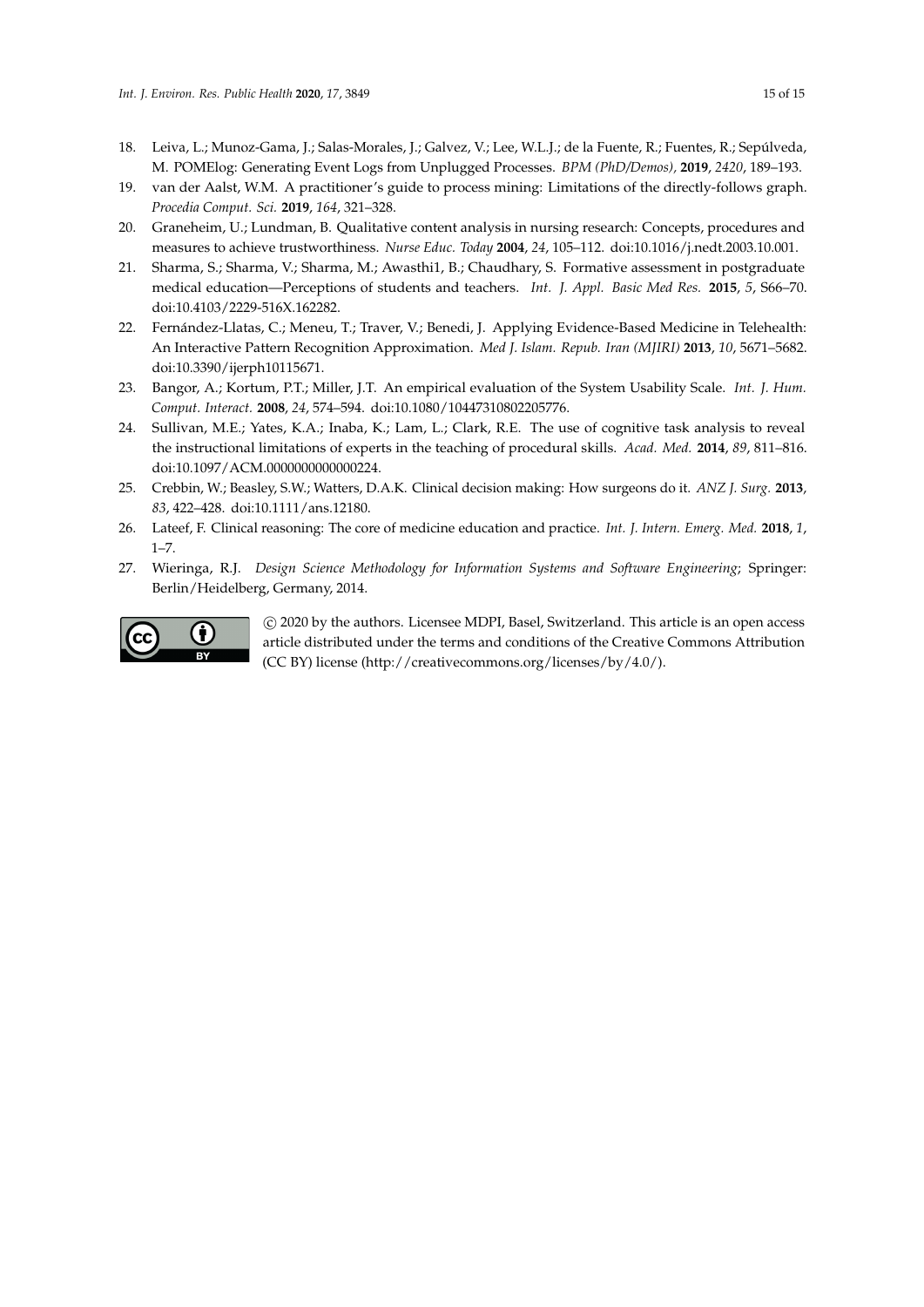18. Leiva, L.; Munoz-Gama, J.; Salas-Morales, J.; Galvez, V.; Lee, W.L.J.; de la Fuente, R.; Fuentes, R.; Sepúlveda, M. POMElog: Generating Event Logs from Unplugged Processes. *BPM (PhD/Demos)*, **2019**, *2420*, 189–193.
19. van der Aalst, W.M. A practitioner's guide to process mining: Limitations of the directly-follows graph. *Procedia Comput. Sci.* **2019**, *164*, 321–328.
20. Graneheim, U.; Lundman, B. Qualitative content analysis in nursing research: Concepts, procedures and measures to achieve trustworthiness. *Nurse Educ. Today* **2004**, *24*, 105–112. doi:10.1016/j.nedt.2003.10.001.
21. Sharma, S.; Sharma, V.; Sharma, M.; Awasthi1, B.; Chaudhary, S. Formative assessment in postgraduate medical education—Perceptions of students and teachers. *Int. J. Appl. Basic Med Res.* **2015**, *5*, S66–70. doi:10.4103/2229-516X.162282.
22. Fernández-Llatas, C.; Meneu, T.; Traver, V.; Benedi, J. Applying Evidence-Based Medicine in Telehealth: An Interactive Pattern Recognition Approximation. *Med J. Islam. Repub. Iran (MJIRI)* **2013**, *10*, 5671–5682. doi:10.3390/ijerph10115671.
23. Bangor, A.; Kortum, P.T.; Miller, J.T. An empirical evaluation of the System Usability Scale. *Int. J. Hum. Comput. Interact.* **2008**, *24*, 574–594. doi:10.1080/10447310802205776.
24. Sullivan, M.E.; Yates, K.A.; Inaba, K.; Lam, L.; Clark, R.E. The use of cognitive task analysis to reveal the instructional limitations of experts in the teaching of procedural skills. *Acad. Med.* **2014**, *89*, 811–816. doi:10.1097/ACM.0000000000000224.
25. Crebbin, W.; Beasley, S.W.; Watters, D.A.K. Clinical decision making: How surgeons do it. *ANZ J. Surg.* **2013**, *83*, 422–428. doi:10.1111/ans.12180.
26. Lateef, F. Clinical reasoning: The core of medicine education and practice. *Int. J. Intern. Emerg. Med.* **2018**, *1*, 1–7.
27. Wieringa, R.J. *Design Science Methodology for Information Systems and Software Engineering*; Springer: Berlin/Heidelberg, Germany, 2014.

© 2020 by the authors. Licensee MDPI, Basel, Switzerland. This article is an open access article distributed under the terms and conditions of the Creative Commons Attribution (CC BY) license (http://creativecommons.org/licenses/by/4.0/).